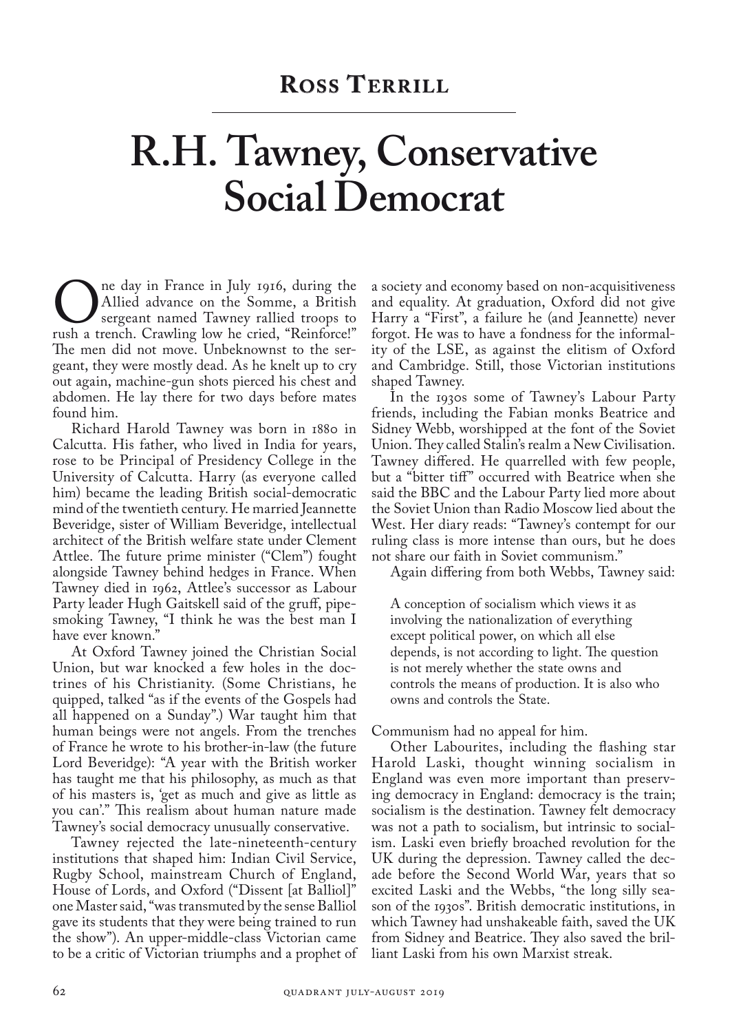## Ross Terrill

# R.H. Tawney, Conservative Social Democrat

One day in France in July 1916, during the Allied advance on the Somme, a British sergeant named Tawney rallied troops to rush a trench. Crawling low he cried, "Reinforce!" The men did not move. Unbeknownst to the sergeant, they were mostly dead. As he knelt up to cry out again, machine-gun shots pierced his chest and abdomen. He lay there for two days before mates found him.

Richard Harold Tawney was born in 1880 in Calcutta. His father, who lived in India for years, rose to be Principal of Presidency College in the University of Calcutta. Harry (as everyone called him) became the leading British social-democratic mind of the twentieth century. He married Jeannette Beveridge, sister of William Beveridge, intellectual architect of the British welfare state under Clement Attlee. The future prime minister ("Clem") fought alongside Tawney behind hedges in France. When Tawney died in 1962, Attlee's successor as Labour Party leader Hugh Gaitskell said of the gruff, pipe-smoking Tawney, "I think he was the best man I have ever known."

At Oxford Tawney joined the Christian Social Union, but war knocked a few holes in the doctrines of his Christianity. (Some Christians, he quipped, talked "as if the events of the Gospels had all happened on a Sunday".) War taught him that human beings were not angels. From the trenches of France he wrote to his brother-in-law (the future Lord Beveridge): "A year with the British worker has taught me that his philosophy, as much as that of his masters is, 'get as much and give as little as you can'." This realism about human nature made Tawney's social democracy unusually conservative.

Tawney rejected the late-nineteenth-century institutions that shaped him: Indian Civil Service, Rugby School, mainstream Church of England, House of Lords, and Oxford ("Dissent [at Balliol]" one Master said, "was transmuted by the sense Balliol gave its students that they were being trained to run the show"). An upper-middle-class Victorian came to be a critic of Victorian triumphs and a prophet of a society and economy based on non-acquisitiveness and equality. At graduation, Oxford did not give Harry a "First", a failure he (and Jeannette) never forgot. He was to have a fondness for the informality of the LSE, as against the elitism of Oxford and Cambridge. Still, those Victorian institutions shaped Tawney.

In the 1930s some of Tawney's Labour Party friends, including the Fabian monks Beatrice and Sidney Webb, worshipped at the font of the Soviet Union. They called Stalin's realm a New Civilisation. Tawney differed. He quarrelled with few people, but a "bitter tiff" occurred with Beatrice when she said the BBC and the Labour Party lied more about the Soviet Union than Radio Moscow lied about the West. Her diary reads: "Tawney's contempt for our ruling class is more intense than ours, but he does not share our faith in Soviet communism."

Again differing from both Webbs, Tawney said:

> A conception of socialism which views it as involving the nationalization of everything except political power, on which all else depends, is not according to light. The question is not merely whether the state owns and controls the means of production. It is also who owns and controls the State.

Communism had no appeal for him.

Other Labourites, including the flashing star Harold Laski, thought winning socialism in England was even more important than preserving democracy in England: democracy is the train; socialism is the destination. Tawney felt democracy was not a path to socialism, but intrinsic to socialism. Laski even briefly broached revolution for the UK during the depression. Tawney called the decade before the Second World War, years that so excited Laski and the Webbs, "the long silly season of the 1930s". British democratic institutions, in which Tawney had unshakeable faith, saved the UK from Sidney and Beatrice. They also saved the brilliant Laski from his own Marxist streak.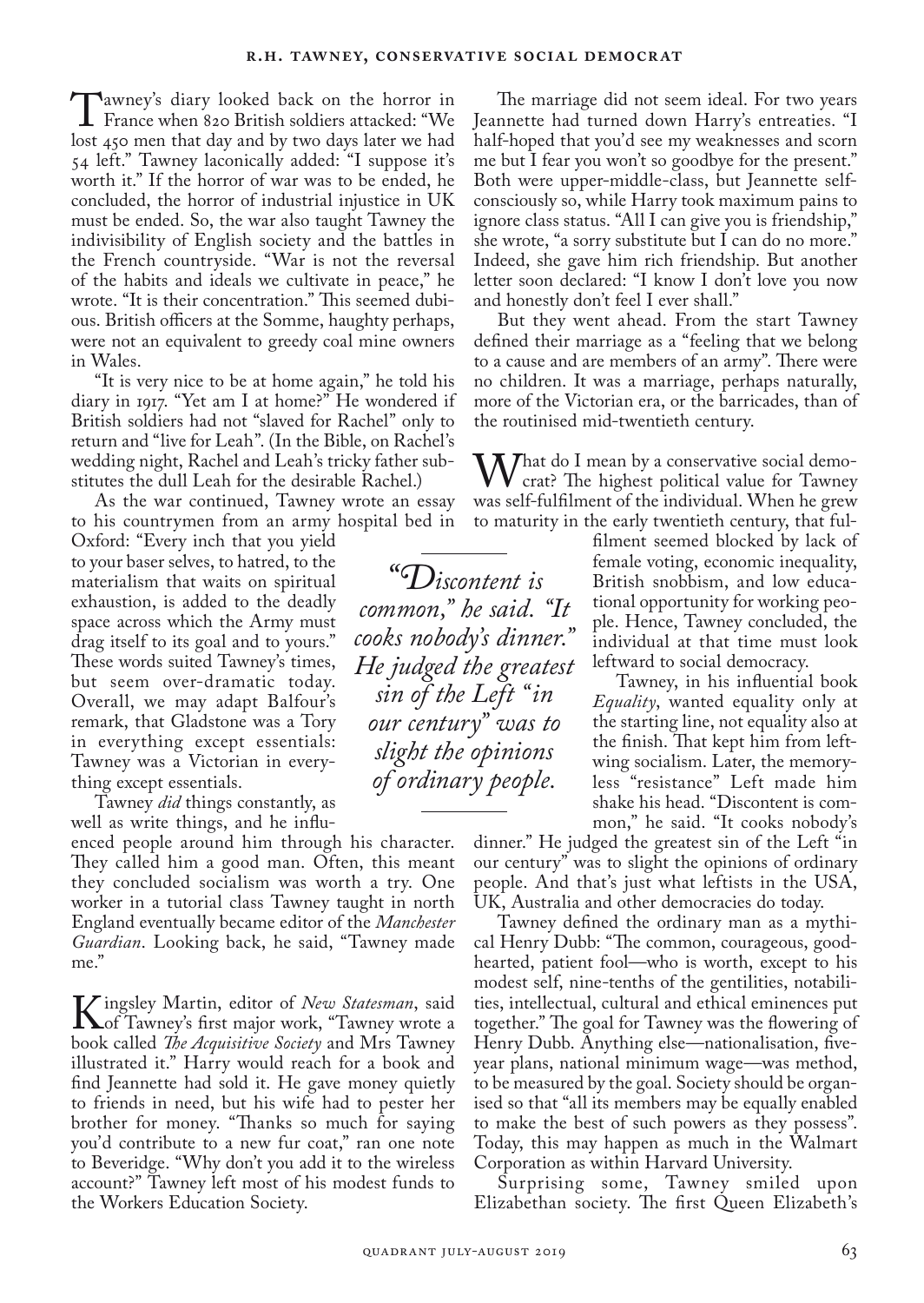Tawney's diary looked back on the horror in France when 820 British soldiers attacked: "We lost 450 men that day and by two days later we had 54 left." Tawney laconically added: "I suppose it's worth it." If the horror of war was to be ended, he concluded, the horror of industrial injustice in UK must be ended. So, the war also taught Tawney the indivisibility of English society and the battles in the French countryside. "War is not the reversal of the habits and ideals we cultivate in peace," he wrote. "It is their concentration." This seemed dubious. British officers at the Somme, haughty perhaps, were not an equivalent to greedy coal mine owners in Wales.

"It is very nice to be at home again," he told his diary in 1917. "Yet am I at home?" He wondered if British soldiers had not "slaved for Rachel" only to return and "live for Leah". (In the Bible, on Rachel's wedding night, Rachel and Leah's tricky father substitutes the dull Leah for the desirable Rachel.)

As the war continued, Tawney wrote an essay to his countrymen from an army hospital bed in Oxford: "Every inch that you yield to your baser selves, to hatred, to the materialism that waits on spiritual exhaustion, is added to the deadly space across which the Army must drag itself to its goal and to yours." These words suited Tawney's times, but seem over-dramatic today. Overall, we may adapt Balfour's remark, that Gladstone was a Tory in everything except essentials: Tawney was a Victorian in everything except essentials.

Tawney *did* things constantly, as well as write things, and he influenced people around him through his character. They called him a good man. Often, this meant they concluded socialism was worth a try. One worker in a tutorial class Tawney taught in north England eventually became editor of the *Manchester Guardian*. Looking back, he said, "Tawney made me."

Kingsley Martin, editor of *New Statesman*, said of Tawney's first major work, "Tawney wrote a book called *The Acquisitive Society* and Mrs Tawney illustrated it." Harry would reach for a book and find Jeannette had sold it. He gave money quietly to friends in need, but his wife had to pester her brother for money. "Thanks so much for saying you'd contribute to a new fur coat," ran one note to Beveridge. "Why don't you add it to the wireless account?" Tawney left most of his modest funds to the Workers Education Society.

The marriage did not seem ideal. For two years Jeannette had turned down Harry's entreaties. "I half-hoped that you'd see my weaknesses and scorn me but I fear you won't so goodbye for the present." Both were upper-middle-class, but Jeannette self-consciously so, while Harry took maximum pains to ignore class status. "All I can give you is friendship," she wrote, "a sorry substitute but I can do no more." Indeed, she gave him rich friendship. But another letter soon declared: "I know I don't love you now and honestly don't feel I ever shall."

But they went ahead. From the start Tawney defined their marriage as a "feeling that we belong to a cause and are members of an army". There were no children. It was a marriage, perhaps naturally, more of the Victorian era, or the barricades, than of the routinised mid-twentieth century.

What do I mean by a conservative social democrat? The highest political value for Tawney was self-fulfilment of the individual. When he grew to maturity in the early twentieth century, that fulfilment seemed blocked by lack of female voting, economic inequality, British snobbism, and low educational opportunity for working people. Hence, Tawney concluded, the individual at that time must look leftward to social democracy.

Tawney, in his influential book *Equality*, wanted equality only at the starting line, not equality also at the finish. That kept him from left-wing socialism. Later, the memoryless "resistance" Left made him shake his head. "Discontent is common," he said. "It cooks nobody's dinner." He judged the greatest sin of the Left "in our century" was to slight the opinions of ordinary people. And that's just what leftists in the USA, UK, Australia and other democracies do today.

> *"Discontent is common," he said. "It cooks nobody's dinner." He judged the greatest sin of the Left "in our century" was to slight the opinions of ordinary people.*

Tawney defined the ordinary man as a mythical Henry Dubb: "The common, courageous, good-hearted, patient fool—who is worth, except to his modest self, nine-tenths of the gentilities, notabilities, intellectual, cultural and ethical eminences put together." The goal for Tawney was the flowering of Henry Dubb. Anything else—nationalisation, five-year plans, national minimum wage—was method, to be measured by the goal. Society should be organised so that "all its members may be equally enabled to make the best of such powers as they possess". Today, this may happen as much in the Walmart Corporation as within Harvard University.

Surprising some, Tawney smiled upon Elizabethan society. The first Queen Elizabeth's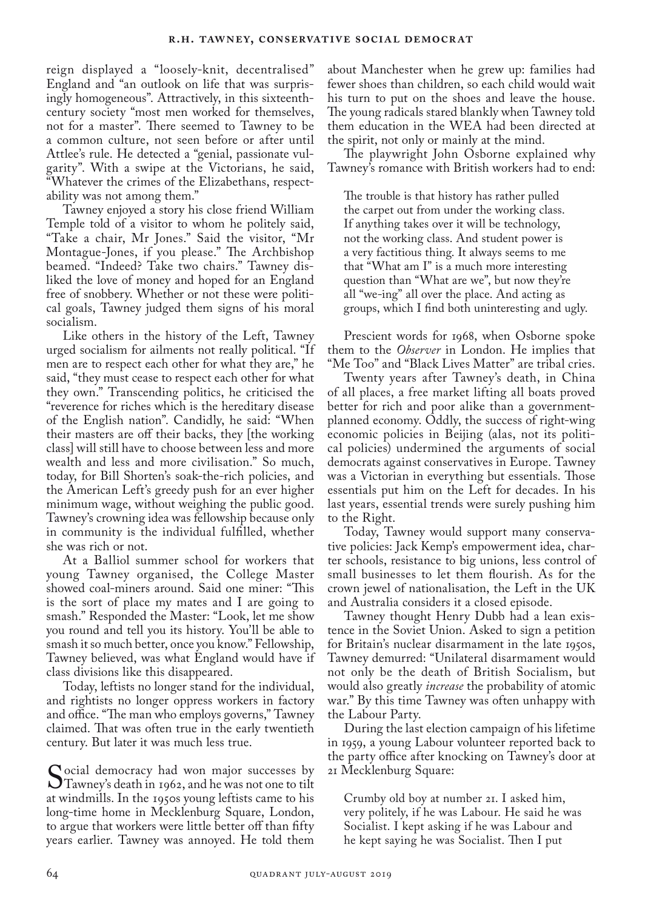reign displayed a "loosely-knit, decentralised" England and "an outlook on life that was surprisingly homogeneous". Attractively, in this sixteenth-century society "most men worked for themselves, not for a master". There seemed to Tawney to be a common culture, not seen before or after until Attlee's rule. He detected a "genial, passionate vulgarity". With a swipe at the Victorians, he said, "Whatever the crimes of the Elizabethans, respectability was not among them."

Tawney enjoyed a story his close friend William Temple told of a visitor to whom he politely said, "Take a chair, Mr Jones." Said the visitor, "Mr Montague-Jones, if you please." The Archbishop beamed. "Indeed? Take two chairs." Tawney disliked the love of money and hoped for an England free of snobbery. Whether or not these were political goals, Tawney judged them signs of his moral socialism.

Like others in the history of the Left, Tawney urged socialism for ailments not really political. "If men are to respect each other for what they are," he said, "they must cease to respect each other for what they own." Transcending politics, he criticised the "reverence for riches which is the hereditary disease of the English nation". Candidly, he said: "When their masters are off their backs, they [the working class] will still have to choose between less and more wealth and less and more civilisation." So much, today, for Bill Shorten's soak-the-rich policies, and the American Left's greedy push for an ever higher minimum wage, without weighing the public good. Tawney's crowning idea was fellowship because only in community is the individual fulfilled, whether she was rich or not.

At a Balliol summer school for workers that young Tawney organised, the College Master showed coal-miners around. Said one miner: "This is the sort of place my mates and I are going to smash." Responded the Master: "Look, let me show you round and tell you its history. You'll be able to smash it so much better, once you know." Fellowship, Tawney believed, was what England would have if class divisions like this disappeared.

Today, leftists no longer stand for the individual, and rightists no longer oppress workers in factory and office. "The man who employs governs," Tawney claimed. That was often true in the early twentieth century. But later it was much less true.

Social democracy had won major successes by Tawney's death in 1962, and he was not one to tilt at windmills. In the 1950s young leftists came to his long-time home in Mecklenburg Square, London, to argue that workers were little better off than fifty years earlier. Tawney was annoyed. He told them about Manchester when he grew up: families had fewer shoes than children, so each child would wait his turn to put on the shoes and leave the house. The young radicals stared blankly when Tawney told them education in the WEA had been directed at the spirit, not only or mainly at the mind.

The playwright John Osborne explained why Tawney's romance with British workers had to end:

> The trouble is that history has rather pulled the carpet out from under the working class. If anything takes over it will be technology, not the working class. And student power is a very factitious thing. It always seems to me that "What am I" is a much more interesting question than "What are we", but now they're all "we-ing" all over the place. And acting as groups, which I find both uninteresting and ugly.

Prescient words for 1968, when Osborne spoke them to the *Observer* in London. He implies that "Me Too" and "Black Lives Matter" are tribal cries.

Twenty years after Tawney's death, in China of all places, a free market lifting all boats proved better for rich and poor alike than a government-planned economy. Oddly, the success of right-wing economic policies in Beijing (alas, not its political policies) undermined the arguments of social democrats against conservatives in Europe. Tawney was a Victorian in everything but essentials. Those essentials put him on the Left for decades. In his last years, essential trends were surely pushing him to the Right.

Today, Tawney would support many conservative policies: Jack Kemp's empowerment idea, charter schools, resistance to big unions, less control of small businesses to let them flourish. As for the crown jewel of nationalisation, the Left in the UK and Australia considers it a closed episode.

Tawney thought Henry Dubb had a lean existence in the Soviet Union. Asked to sign a petition for Britain's nuclear disarmament in the late 1950s, Tawney demurred: "Unilateral disarmament would not only be the death of British Socialism, but would also greatly *increase* the probability of atomic war." By this time Tawney was often unhappy with the Labour Party.

During the last election campaign of his lifetime in 1959, a young Labour volunteer reported back to the party office after knocking on Tawney's door at 21 Mecklenburg Square:

> Crumby old boy at number 21. I asked him, very politely, if he was Labour. He said he was Socialist. I kept asking if he was Labour and he kept saying he was Socialist. Then I put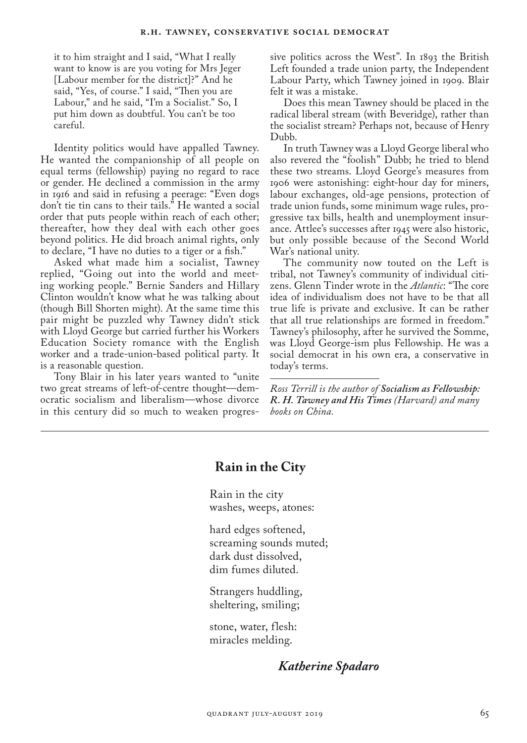it to him straight and I said, "What I really want to know is are you voting for Mrs Jeger [Labour member for the district]?" And he said, "Yes, of course." I said, "Then you are Labour," and he said, "I'm a Socialist." So, I put him down as doubtful. You can't be too careful.

Identity politics would have appalled Tawney. He wanted the companionship of all people on equal terms (fellowship) paying no regard to race or gender. He declined a commission in the army in 1916 and said in refusing a peerage: "Even dogs don't tie tin cans to their tails." He wanted a social order that puts people within reach of each other; thereafter, how they deal with each other goes beyond politics. He did broach animal rights, only to declare, "I have no duties to a tiger or a fish."

Asked what made him a socialist, Tawney replied, "Going out into the world and meeting working people." Bernie Sanders and Hillary Clinton wouldn't know what he was talking about (though Bill Shorten might). At the same time this pair might be puzzled why Tawney didn't stick with Lloyd George but carried further his Workers Education Society romance with the English worker and a trade-union-based political party. It is a reasonable question.

Tony Blair in his later years wanted to "unite two great streams of left-of-centre thought—democratic socialism and liberalism—whose divorce in this century did so much to weaken progressive politics across the West". In 1893 the British Left founded a trade union party, the Independent Labour Party, which Tawney joined in 1909. Blair felt it was a mistake.

Does this mean Tawney should be placed in the radical liberal stream (with Beveridge), rather than the socialist stream? Perhaps not, because of Henry Dubb.

In truth Tawney was a Lloyd George liberal who also revered the "foolish" Dubb; he tried to blend these two streams. Lloyd George's measures from 1906 were astonishing: eight-hour day for miners, labour exchanges, old-age pensions, protection of trade union funds, some minimum wage rules, progressive tax bills, health and unemployment insurance. Attlee's successes after 1945 were also historic, but only possible because of the Second World War's national unity.

The community now touted on the Left is tribal, not Tawney's community of individual citizens. Glenn Tinder wrote in the *Atlantic*: "The core idea of individualism does not have to be that all true life is private and exclusive. It can be rather that all true relationships are formed in freedom." Tawney's philosophy, after he survived the Somme, was Lloyd George-ism plus Fellowship. He was a social democrat in his own era, a conservative in today's terms.

*Ross Terrill is the author of* ***Socialism as Fellowship: R. H. Tawney and His Times*** *(Harvard) and many books on China.*

---

## Rain in the City

Rain in the city
washes, weeps, atones:

hard edges softened,
screaming sounds muted;
dark dust dissolved,
dim fumes diluted.

Strangers huddling,
sheltering, smiling;

stone, water, flesh:
miracles melding.

***Katherine Spadaro***